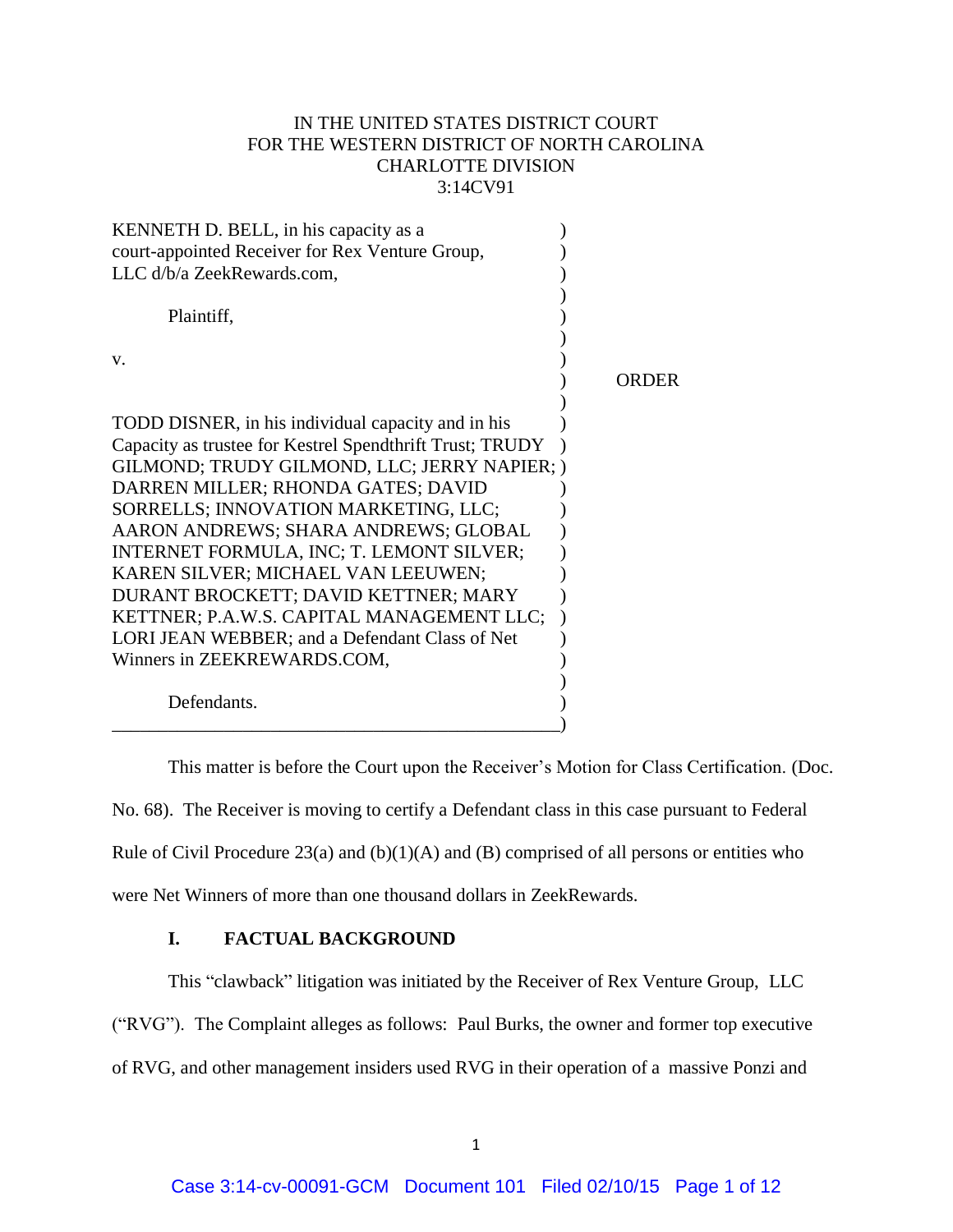IN THE UNITED STATES DISTRICT COURT
FOR THE WESTERN DISTRICT OF NORTH CAROLINA
CHARLOTTE DIVISION
3:14CV91

KENNETH D. BELL, in his capacity as a court-appointed Receiver for Rex Venture Group, LLC d/b/a ZeekRewards.com,

Plaintiff,

v.

TODD DISNER, in his individual capacity and in his Capacity as trustee for Kestrel Spendthrift Trust; TRUDY GILMOND; TRUDY GILMOND, LLC; JERRY NAPIER; DARREN MILLER; RHONDA GATES; DAVID SORRELLS; INNOVATION MARKETING, LLC; AARON ANDREWS; SHARA ANDREWS; GLOBAL INTERNET FORMULA, INC; T. LEMONT SILVER; KAREN SILVER; MICHAEL VAN LEEUWEN; DURANT BROCKETT; DAVID KETTNER; MARY KETTNER; P.A.W.S. CAPITAL MANAGEMENT LLC; LORI JEAN WEBBER; and a Defendant Class of Net Winners in ZEEKREWARDS.COM,

Defendants.

ORDER

This matter is before the Court upon the Receiver's Motion for Class Certification. (Doc. No. 68). The Receiver is moving to certify a Defendant class in this case pursuant to Federal Rule of Civil Procedure 23(a) and (b)(1)(A) and (B) comprised of all persons or entities who were Net Winners of more than one thousand dollars in ZeekRewards.

## I. FACTUAL BACKGROUND

This "clawback" litigation was initiated by the Receiver of Rex Venture Group, LLC ("RVG"). The Complaint alleges as follows: Paul Burks, the owner and former top executive of RVG, and other management insiders used RVG in their operation of a massive Ponzi and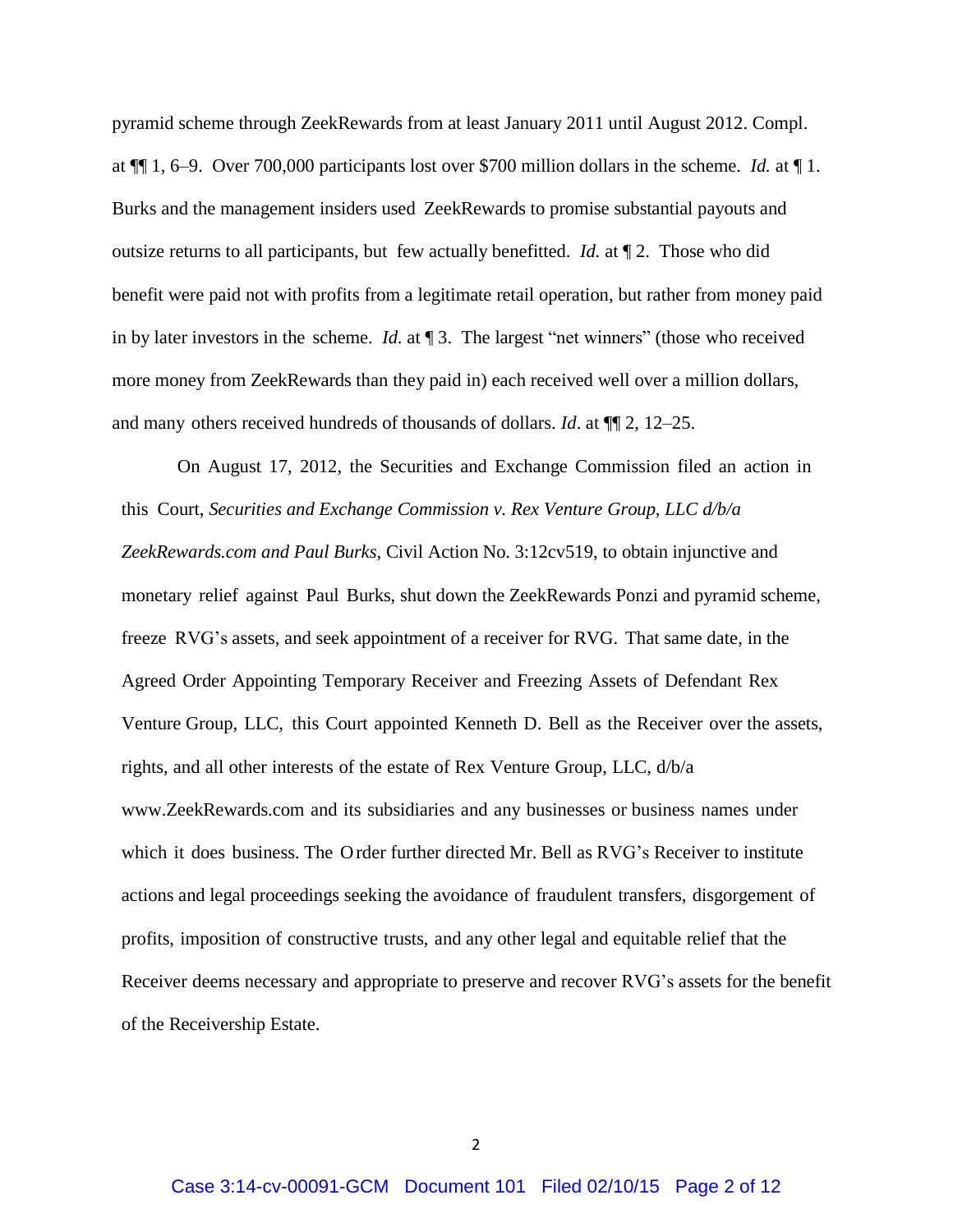pyramid scheme through ZeekRewards from at least January 2011 until August 2012. Compl. at ¶¶ 1, 6–9. Over 700,000 participants lost over $700 million dollars in the scheme. *Id.* at ¶ 1. Burks and the management insiders used ZeekRewards to promise substantial payouts and outsize returns to all participants, but few actually benefitted. *Id.* at ¶ 2. Those who did benefit were paid not with profits from a legitimate retail operation, but rather from money paid in by later investors in the scheme. *Id.* at ¶ 3. The largest "net winners" (those who received more money from ZeekRewards than they paid in) each received well over a million dollars, and many others received hundreds of thousands of dollars. *Id*. at ¶¶ 2, 12–25.

On August 17, 2012, the Securities and Exchange Commission filed an action in this Court, *Securities and Exchange Commission v. Rex Venture Group, LLC d/b/a ZeekRewards.com and Paul Burks*, Civil Action No. 3:12cv519, to obtain injunctive and monetary relief against Paul Burks, shut down the ZeekRewards Ponzi and pyramid scheme, freeze RVG's assets, and seek appointment of a receiver for RVG. That same date, in the Agreed Order Appointing Temporary Receiver and Freezing Assets of Defendant Rex Venture Group, LLC, this Court appointed Kenneth D. Bell as the Receiver over the assets, rights, and all other interests of the estate of Rex Venture Group, LLC, d/b/a www.ZeekRewards.com and its subsidiaries and any businesses or business names under which it does business. The Order further directed Mr. Bell as RVG's Receiver to institute actions and legal proceedings seeking the avoidance of fraudulent transfers, disgorgement of profits, imposition of constructive trusts, and any other legal and equitable relief that the Receiver deems necessary and appropriate to preserve and recover RVG's assets for the benefit of the Receivership Estate.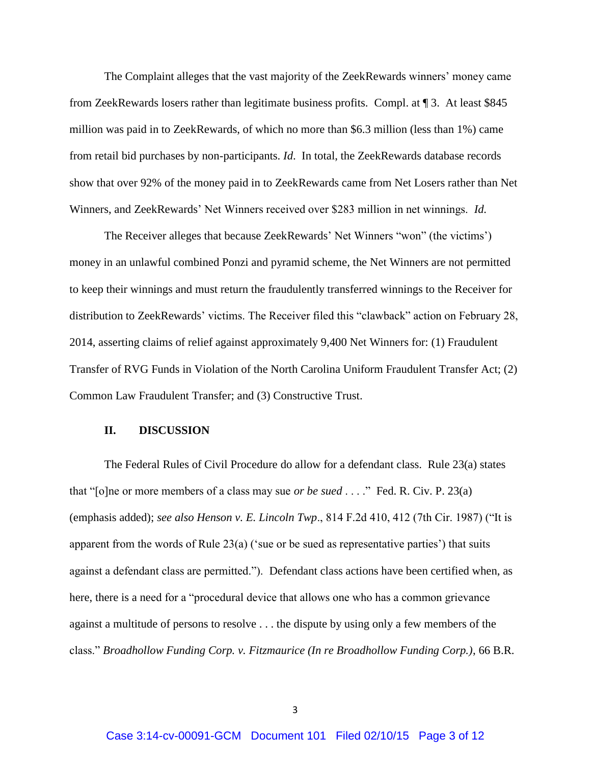The Complaint alleges that the vast majority of the ZeekRewards winners' money came from ZeekRewards losers rather than legitimate business profits. Compl. at ¶ 3. At least $845 million was paid in to ZeekRewards, of which no more than $6.3 million (less than 1%) came from retail bid purchases by non-participants. *Id*. In total, the ZeekRewards database records show that over 92% of the money paid in to ZeekRewards came from Net Losers rather than Net Winners, and ZeekRewards' Net Winners received over $283 million in net winnings. *Id.*

The Receiver alleges that because ZeekRewards' Net Winners "won" (the victims') money in an unlawful combined Ponzi and pyramid scheme, the Net Winners are not permitted to keep their winnings and must return the fraudulently transferred winnings to the Receiver for distribution to ZeekRewards' victims. The Receiver filed this "clawback" action on February 28, 2014, asserting claims of relief against approximately 9,400 Net Winners for: (1) Fraudulent Transfer of RVG Funds in Violation of the North Carolina Uniform Fraudulent Transfer Act; (2) Common Law Fraudulent Transfer; and (3) Constructive Trust.

## II. DISCUSSION

The Federal Rules of Civil Procedure do allow for a defendant class. Rule 23(a) states that "[o]ne or more members of a class may sue *or be sued* . . . ." Fed. R. Civ. P. 23(a) (emphasis added); *see also Henson v. E. Lincoln Twp*., 814 F.2d 410, 412 (7th Cir. 1987) ("It is apparent from the words of Rule 23(a) ('sue or be sued as representative parties') that suits against a defendant class are permitted."). Defendant class actions have been certified when, as here, there is a need for a "procedural device that allows one who has a common grievance against a multitude of persons to resolve . . . the dispute by using only a few members of the class." *Broadhollow Funding Corp. v. Fitzmaurice (In re Broadhollow Funding Corp.)*, 66 B.R.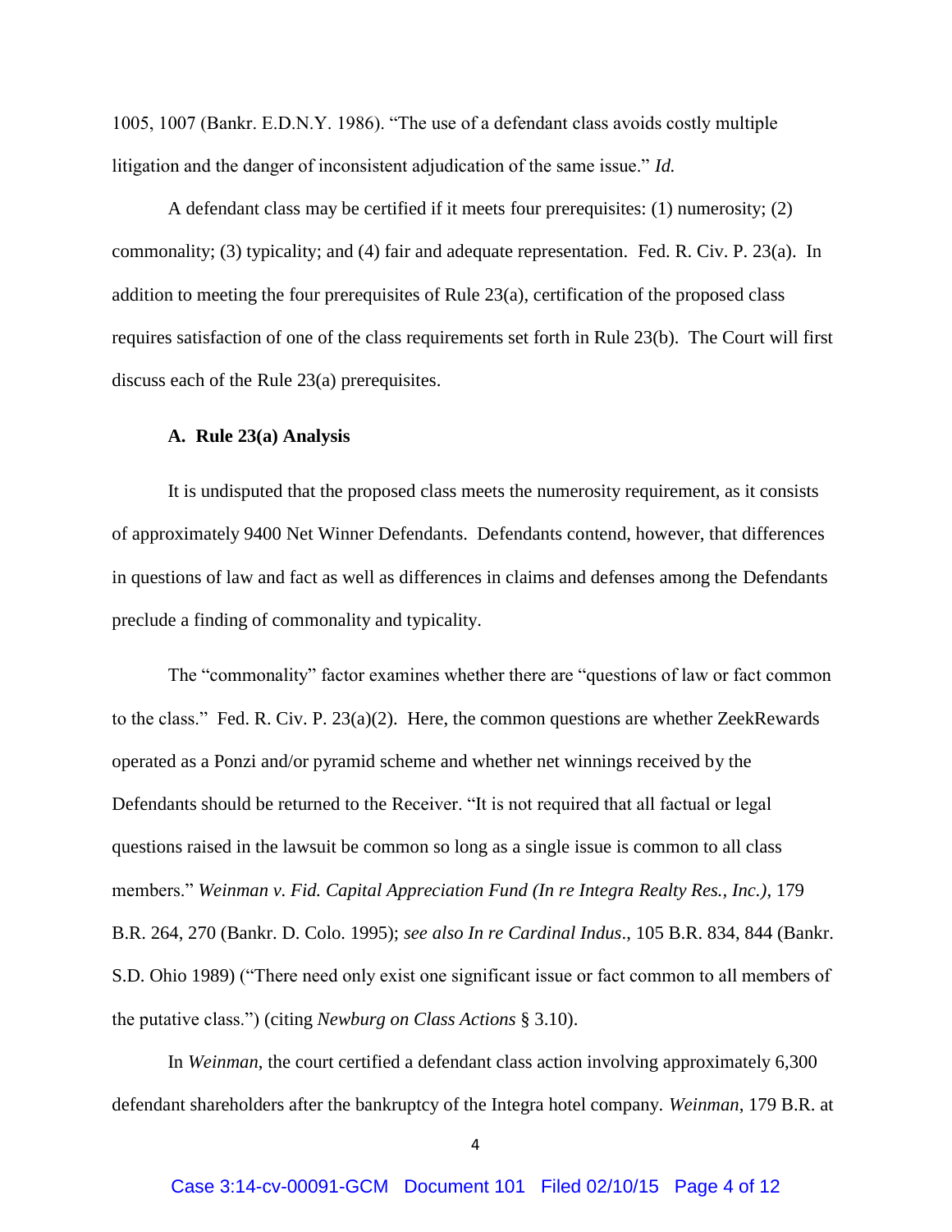1005, 1007 (Bankr. E.D.N.Y. 1986). "The use of a defendant class avoids costly multiple litigation and the danger of inconsistent adjudication of the same issue." *Id.*

A defendant class may be certified if it meets four prerequisites: (1) numerosity; (2) commonality; (3) typicality; and (4) fair and adequate representation. Fed. R. Civ. P. 23(a). In addition to meeting the four prerequisites of Rule 23(a), certification of the proposed class requires satisfaction of one of the class requirements set forth in Rule 23(b). The Court will first discuss each of the Rule 23(a) prerequisites.

**A. Rule 23(a) Analysis**

It is undisputed that the proposed class meets the numerosity requirement, as it consists of approximately 9400 Net Winner Defendants. Defendants contend, however, that differences in questions of law and fact as well as differences in claims and defenses among the Defendants preclude a finding of commonality and typicality.

The "commonality" factor examines whether there are "questions of law or fact common to the class." Fed. R. Civ. P. 23(a)(2). Here, the common questions are whether ZeekRewards operated as a Ponzi and/or pyramid scheme and whether net winnings received by the Defendants should be returned to the Receiver. "It is not required that all factual or legal questions raised in the lawsuit be common so long as a single issue is common to all class members." *Weinman v. Fid. Capital Appreciation Fund (In re Integra Realty Res., Inc.)*, 179 B.R. 264, 270 (Bankr. D. Colo. 1995); *see also In re Cardinal Indus*., 105 B.R. 834, 844 (Bankr. S.D. Ohio 1989) ("There need only exist one significant issue or fact common to all members of the putative class.") (citing *Newburg on Class Actions* § 3.10).

In *Weinman*, the court certified a defendant class action involving approximately 6,300 defendant shareholders after the bankruptcy of the Integra hotel company. *Weinman*, 179 B.R. at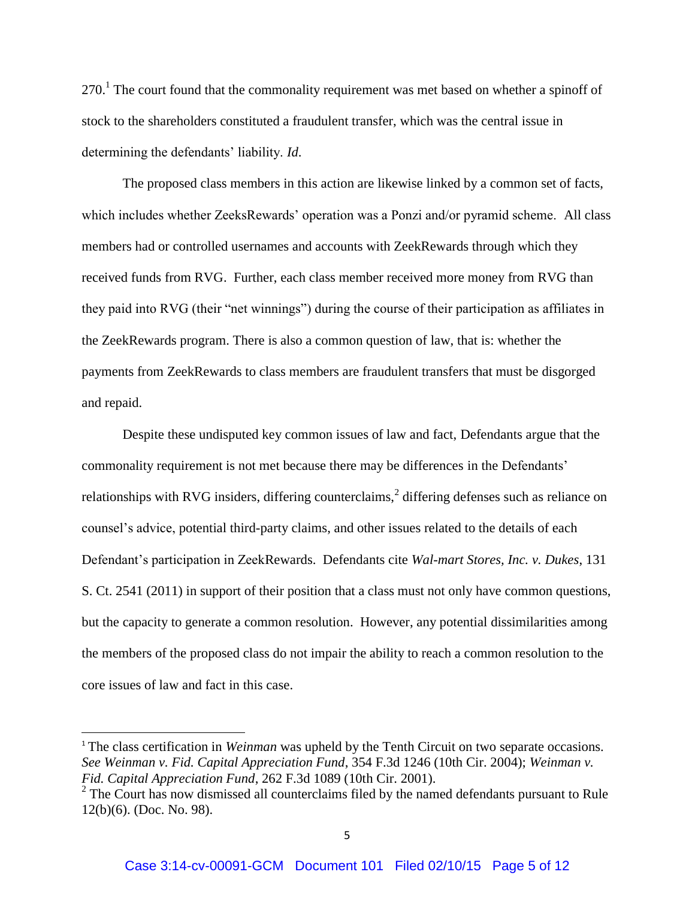270.[1] The court found that the commonality requirement was met based on whether a spinoff of stock to the shareholders constituted a fraudulent transfer, which was the central issue in determining the defendants' liability. *Id.*

The proposed class members in this action are likewise linked by a common set of facts, which includes whether ZeeksRewards' operation was a Ponzi and/or pyramid scheme. All class members had or controlled usernames and accounts with ZeekRewards through which they received funds from RVG. Further, each class member received more money from RVG than they paid into RVG (their "net winnings") during the course of their participation as affiliates in the ZeekRewards program. There is also a common question of law, that is: whether the payments from ZeekRewards to class members are fraudulent transfers that must be disgorged and repaid.

Despite these undisputed key common issues of law and fact, Defendants argue that the commonality requirement is not met because there may be differences in the Defendants' relationships with RVG insiders, differing counterclaims,[2] differing defenses such as reliance on counsel's advice, potential third-party claims, and other issues related to the details of each Defendant's participation in ZeekRewards. Defendants cite *Wal-mart Stores, Inc. v. Dukes*, 131 S. Ct. 2541 (2011) in support of their position that a class must not only have common questions, but the capacity to generate a common resolution. However, any potential dissimilarities among the members of the proposed class do not impair the ability to reach a common resolution to the core issues of law and fact in this case.

---

[1] The class certification in *Weinman* was upheld by the Tenth Circuit on two separate occasions. *See Weinman v. Fid. Capital Appreciation Fund*, 354 F.3d 1246 (10th Cir. 2004); *Weinman v. Fid. Capital Appreciation Fund*, 262 F.3d 1089 (10th Cir. 2001).

[2] The Court has now dismissed all counterclaims filed by the named defendants pursuant to Rule 12(b)(6). (Doc. No. 98).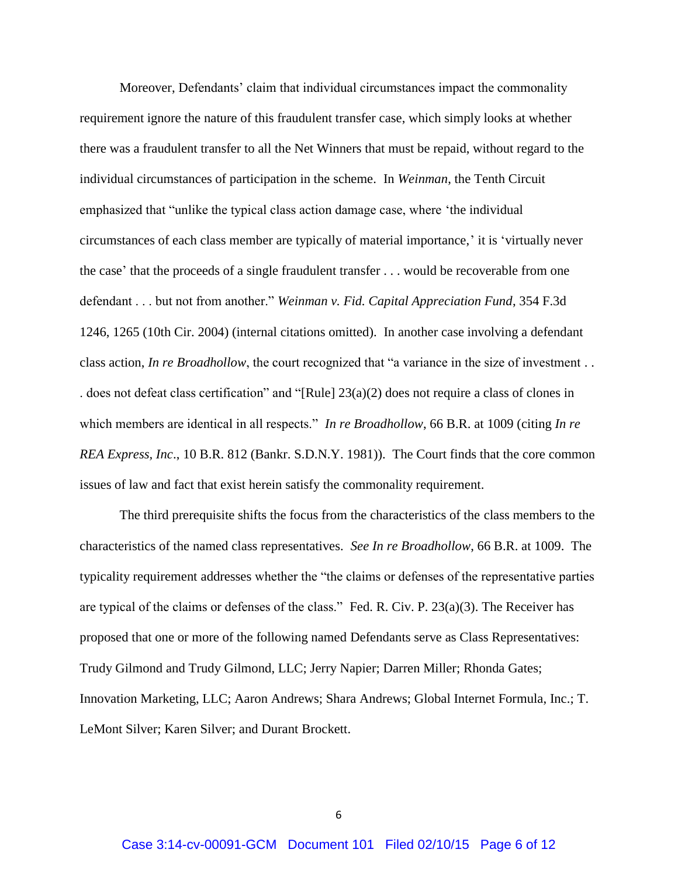Moreover, Defendants' claim that individual circumstances impact the commonality requirement ignore the nature of this fraudulent transfer case, which simply looks at whether there was a fraudulent transfer to all the Net Winners that must be repaid, without regard to the individual circumstances of participation in the scheme. In *Weinman*, the Tenth Circuit emphasized that "unlike the typical class action damage case, where 'the individual circumstances of each class member are typically of material importance,' it is 'virtually never the case' that the proceeds of a single fraudulent transfer . . . would be recoverable from one defendant . . . but not from another." *Weinman v. Fid. Capital Appreciation Fund*, 354 F.3d 1246, 1265 (10th Cir. 2004) (internal citations omitted). In another case involving a defendant class action, *In re Broadhollow*, the court recognized that "a variance in the size of investment . . . does not defeat class certification" and "[Rule] 23(a)(2) does not require a class of clones in which members are identical in all respects." *In re Broadhollow*, 66 B.R. at 1009 (citing *In re REA Express, Inc*., 10 B.R. 812 (Bankr. S.D.N.Y. 1981)). The Court finds that the core common issues of law and fact that exist herein satisfy the commonality requirement.

The third prerequisite shifts the focus from the characteristics of the class members to the characteristics of the named class representatives. *See In re Broadhollow*, 66 B.R. at 1009. The typicality requirement addresses whether the "the claims or defenses of the representative parties are typical of the claims or defenses of the class." Fed. R. Civ. P. 23(a)(3). The Receiver has proposed that one or more of the following named Defendants serve as Class Representatives: Trudy Gilmond and Trudy Gilmond, LLC; Jerry Napier; Darren Miller; Rhonda Gates; Innovation Marketing, LLC; Aaron Andrews; Shara Andrews; Global Internet Formula, Inc.; T. LeMont Silver; Karen Silver; and Durant Brockett.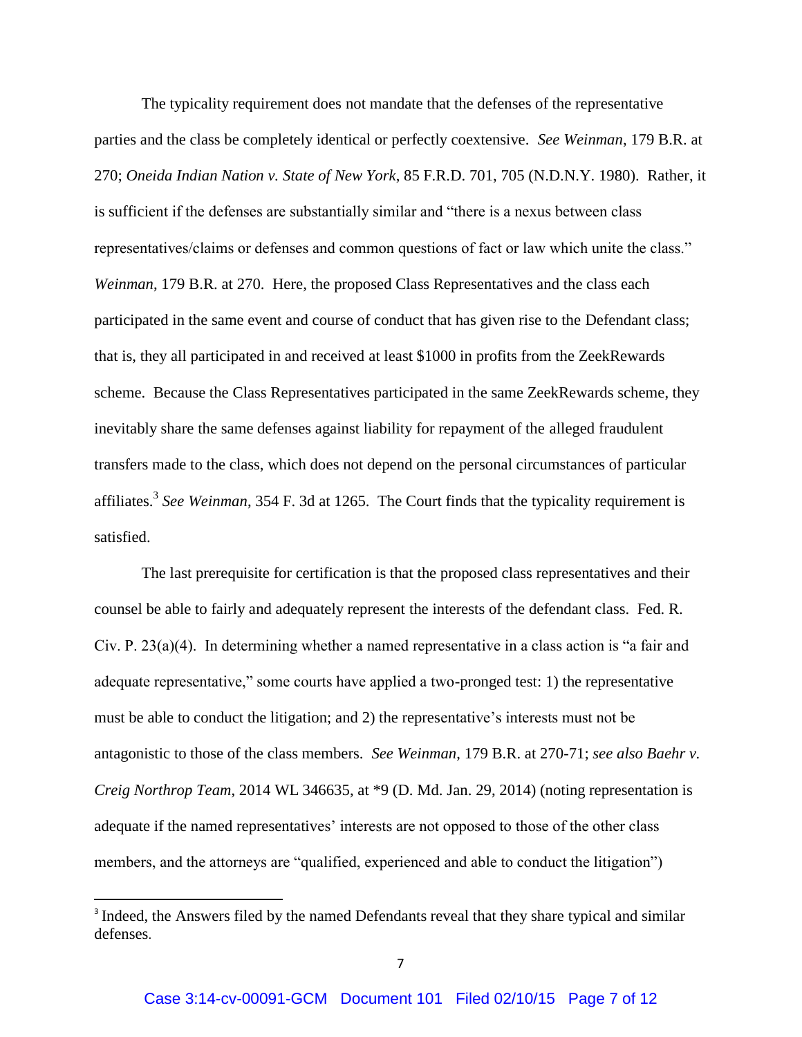The typicality requirement does not mandate that the defenses of the representative parties and the class be completely identical or perfectly coextensive. *See Weinman*, 179 B.R. at 270; *Oneida Indian Nation v. State of New York*, 85 F.R.D. 701, 705 (N.D.N.Y. 1980). Rather, it is sufficient if the defenses are substantially similar and "there is a nexus between class representatives/claims or defenses and common questions of fact or law which unite the class." *Weinman*, 179 B.R. at 270. Here, the proposed Class Representatives and the class each participated in the same event and course of conduct that has given rise to the Defendant class; that is, they all participated in and received at least $1000 in profits from the ZeekRewards scheme. Because the Class Representatives participated in the same ZeekRewards scheme, they inevitably share the same defenses against liability for repayment of the alleged fraudulent transfers made to the class, which does not depend on the personal circumstances of particular affiliates.[3] *See Weinman*, 354 F. 3d at 1265. The Court finds that the typicality requirement is satisfied.

The last prerequisite for certification is that the proposed class representatives and their counsel be able to fairly and adequately represent the interests of the defendant class. Fed. R. Civ. P. 23(a)(4). In determining whether a named representative in a class action is "a fair and adequate representative," some courts have applied a two-pronged test: 1) the representative must be able to conduct the litigation; and 2) the representative's interests must not be antagonistic to those of the class members. *See Weinman*, 179 B.R. at 270-71; *see also Baehr v. Creig Northrop Team*, 2014 WL 346635, at *9 (D. Md. Jan. 29, 2014) (noting representation is adequate if the named representatives' interests are not opposed to those of the other class members, and the attorneys are "qualified, experienced and able to conduct the litigation")

---

[3] Indeed, the Answers filed by the named Defendants reveal that they share typical and similar defenses.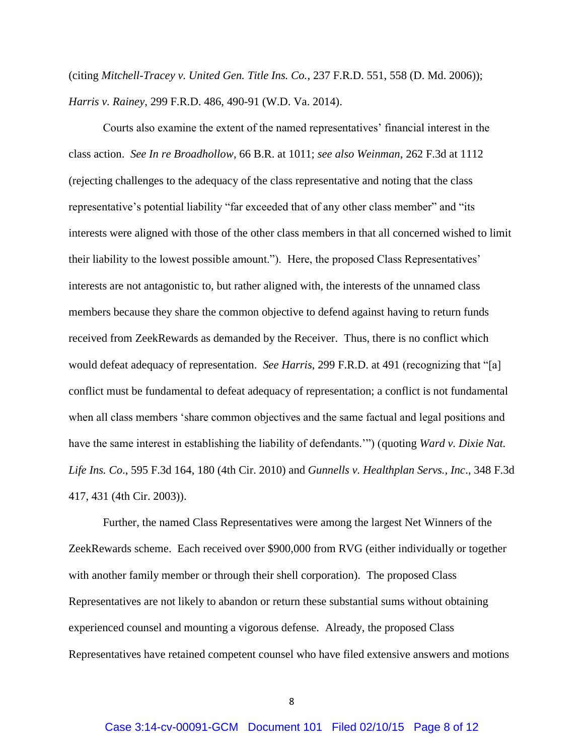(citing *Mitchell-Tracey v. United Gen. Title Ins. Co.*, 237 F.R.D. 551, 558 (D. Md. 2006)); *Harris v. Rainey*, 299 F.R.D. 486, 490-91 (W.D. Va. 2014).

Courts also examine the extent of the named representatives' financial interest in the class action. *See In re Broadhollow*, 66 B.R. at 1011; *see also Weinman*, 262 F.3d at 1112 (rejecting challenges to the adequacy of the class representative and noting that the class representative's potential liability "far exceeded that of any other class member" and "its interests were aligned with those of the other class members in that all concerned wished to limit their liability to the lowest possible amount."). Here, the proposed Class Representatives' interests are not antagonistic to, but rather aligned with, the interests of the unnamed class members because they share the common objective to defend against having to return funds received from ZeekRewards as demanded by the Receiver. Thus, there is no conflict which would defeat adequacy of representation. *See Harris*, 299 F.R.D. at 491 (recognizing that "[a] conflict must be fundamental to defeat adequacy of representation; a conflict is not fundamental when all class members 'share common objectives and the same factual and legal positions and have the same interest in establishing the liability of defendants.'") (quoting *Ward v. Dixie Nat. Life Ins. Co*., 595 F.3d 164, 180 (4th Cir. 2010) and *Gunnells v. Healthplan Servs., Inc*., 348 F.3d 417, 431 (4th Cir. 2003)).

Further, the named Class Representatives were among the largest Net Winners of the ZeekRewards scheme. Each received over $900,000 from RVG (either individually or together with another family member or through their shell corporation). The proposed Class Representatives are not likely to abandon or return these substantial sums without obtaining experienced counsel and mounting a vigorous defense. Already, the proposed Class Representatives have retained competent counsel who have filed extensive answers and motions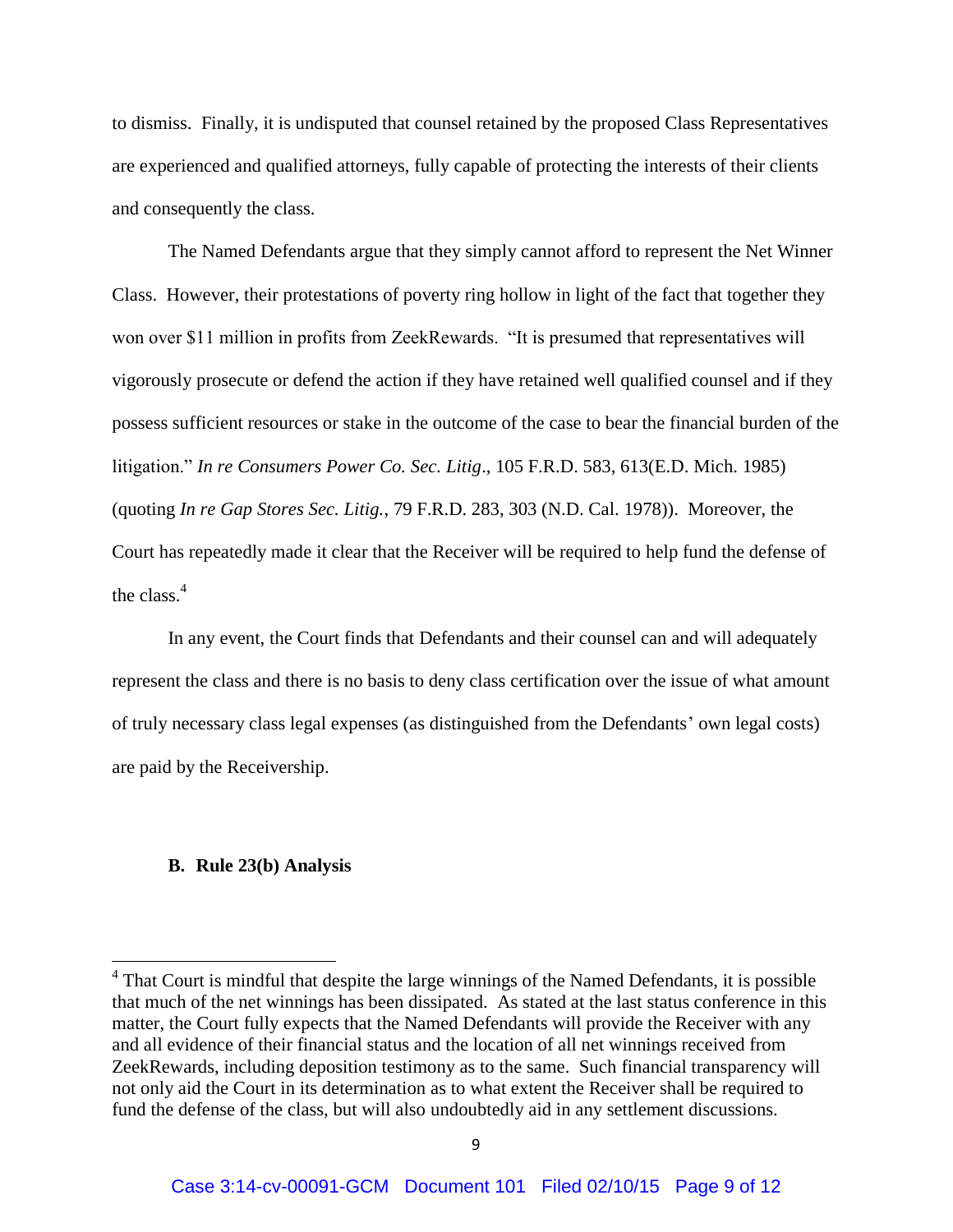to dismiss. Finally, it is undisputed that counsel retained by the proposed Class Representatives are experienced and qualified attorneys, fully capable of protecting the interests of their clients and consequently the class.

The Named Defendants argue that they simply cannot afford to represent the Net Winner Class. However, their protestations of poverty ring hollow in light of the fact that together they won over $11 million in profits from ZeekRewards. "It is presumed that representatives will vigorously prosecute or defend the action if they have retained well qualified counsel and if they possess sufficient resources or stake in the outcome of the case to bear the financial burden of the litigation." *In re Consumers Power Co. Sec. Litig*., 105 F.R.D. 583, 613(E.D. Mich. 1985) (quoting *In re Gap Stores Sec. Litig.*, 79 F.R.D. 283, 303 (N.D. Cal. 1978)). Moreover, the Court has repeatedly made it clear that the Receiver will be required to help fund the defense of the class.[4]

In any event, the Court finds that Defendants and their counsel can and will adequately represent the class and there is no basis to deny class certification over the issue of what amount of truly necessary class legal expenses (as distinguished from the Defendants' own legal costs) are paid by the Receivership.

**B. Rule 23(b) Analysis**

---

[4] That Court is mindful that despite the large winnings of the Named Defendants, it is possible that much of the net winnings has been dissipated. As stated at the last status conference in this matter, the Court fully expects that the Named Defendants will provide the Receiver with any and all evidence of their financial status and the location of all net winnings received from ZeekRewards, including deposition testimony as to the same. Such financial transparency will not only aid the Court in its determination as to what extent the Receiver shall be required to fund the defense of the class, but will also undoubtedly aid in any settlement discussions.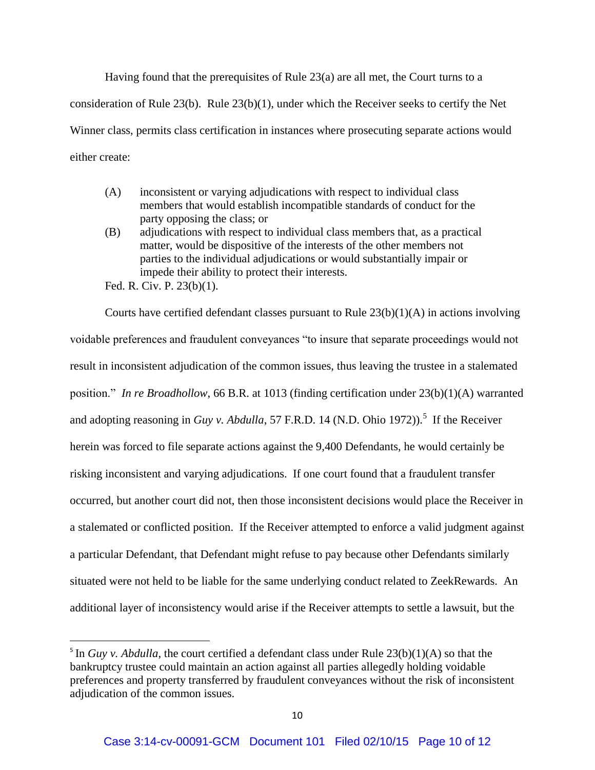Having found that the prerequisites of Rule 23(a) are all met, the Court turns to a consideration of Rule 23(b). Rule 23(b)(1), under which the Receiver seeks to certify the Net Winner class, permits class certification in instances where prosecuting separate actions would either create:

> (A) inconsistent or varying adjudications with respect to individual class members that would establish incompatible standards of conduct for the party opposing the class; or
>
> (B) adjudications with respect to individual class members that, as a practical matter, would be dispositive of the interests of the other members not parties to the individual adjudications or would substantially impair or impede their ability to protect their interests.
>
> Fed. R. Civ. P. 23(b)(1).

Courts have certified defendant classes pursuant to Rule 23(b)(1)(A) in actions involving voidable preferences and fraudulent conveyances "to insure that separate proceedings would not result in inconsistent adjudication of the common issues, thus leaving the trustee in a stalemated position." *In re Broadhollow*, 66 B.R. at 1013 (finding certification under 23(b)(1)(A) warranted and adopting reasoning in *Guy v. Abdulla*, 57 F.R.D. 14 (N.D. Ohio 1972)).[5] If the Receiver herein was forced to file separate actions against the 9,400 Defendants, he would certainly be risking inconsistent and varying adjudications. If one court found that a fraudulent transfer occurred, but another court did not, then those inconsistent decisions would place the Receiver in a stalemated or conflicted position. If the Receiver attempted to enforce a valid judgment against a particular Defendant, that Defendant might refuse to pay because other Defendants similarly situated were not held to be liable for the same underlying conduct related to ZeekRewards. An additional layer of inconsistency would arise if the Receiver attempts to settle a lawsuit, but the

---

[5] In *Guy v. Abdulla*, the court certified a defendant class under Rule 23(b)(1)(A) so that the bankruptcy trustee could maintain an action against all parties allegedly holding voidable preferences and property transferred by fraudulent conveyances without the risk of inconsistent adjudication of the common issues.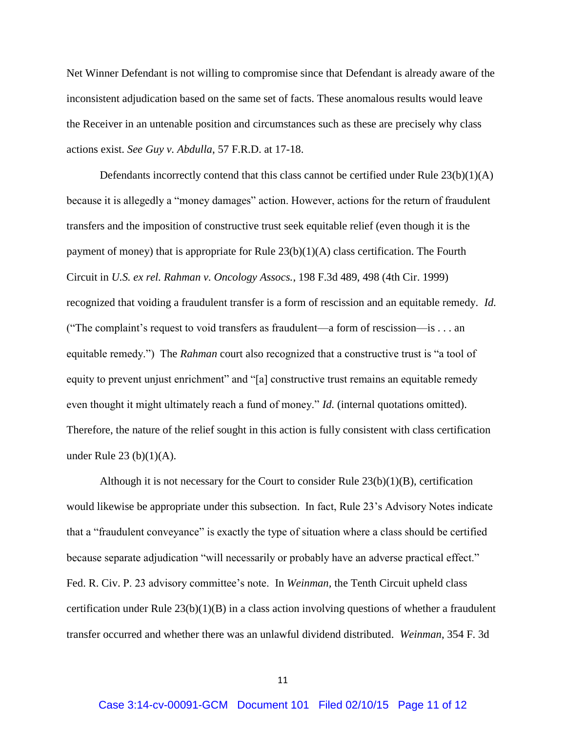Net Winner Defendant is not willing to compromise since that Defendant is already aware of the inconsistent adjudication based on the same set of facts. These anomalous results would leave the Receiver in an untenable position and circumstances such as these are precisely why class actions exist. *See Guy v. Abdulla*, 57 F.R.D. at 17-18.

Defendants incorrectly contend that this class cannot be certified under Rule 23(b)(1)(A) because it is allegedly a "money damages" action. However, actions for the return of fraudulent transfers and the imposition of constructive trust seek equitable relief (even though it is the payment of money) that is appropriate for Rule 23(b)(1)(A) class certification. The Fourth Circuit in *U.S. ex rel. Rahman v. Oncology Assocs.*, 198 F.3d 489, 498 (4th Cir. 1999) recognized that voiding a fraudulent transfer is a form of rescission and an equitable remedy. *Id.* ("The complaint's request to void transfers as fraudulent—a form of rescission—is . . . an equitable remedy.") The *Rahman* court also recognized that a constructive trust is "a tool of equity to prevent unjust enrichment" and "[a] constructive trust remains an equitable remedy even thought it might ultimately reach a fund of money." *Id.* (internal quotations omitted). Therefore, the nature of the relief sought in this action is fully consistent with class certification under Rule 23 (b)(1)(A).

Although it is not necessary for the Court to consider Rule 23(b)(1)(B), certification would likewise be appropriate under this subsection. In fact, Rule 23's Advisory Notes indicate that a "fraudulent conveyance" is exactly the type of situation where a class should be certified because separate adjudication "will necessarily or probably have an adverse practical effect." Fed. R. Civ. P. 23 advisory committee's note. In *Weinman*, the Tenth Circuit upheld class certification under Rule 23(b)(1)(B) in a class action involving questions of whether a fraudulent transfer occurred and whether there was an unlawful dividend distributed. *Weinman*, 354 F. 3d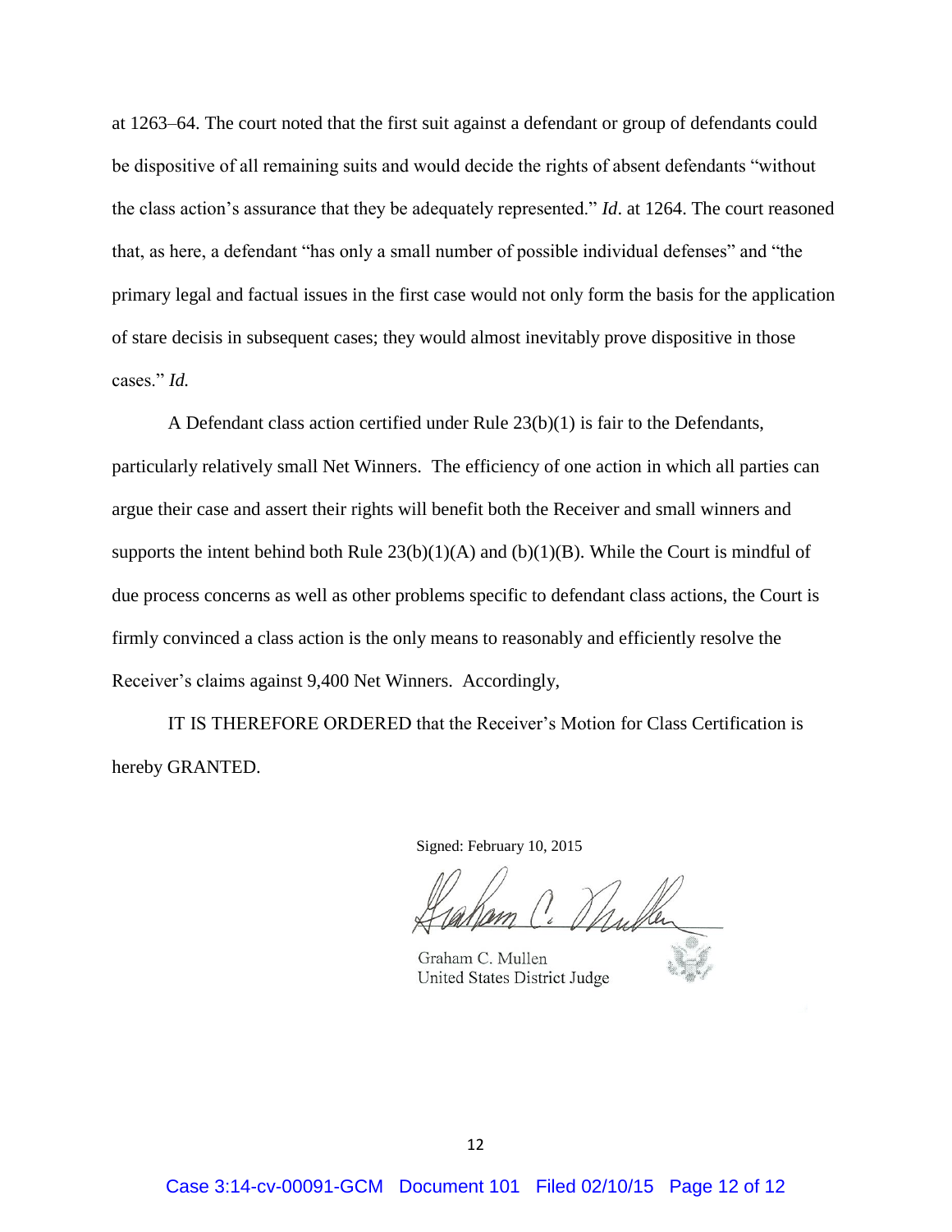at 1263–64. The court noted that the first suit against a defendant or group of defendants could be dispositive of all remaining suits and would decide the rights of absent defendants "without the class action's assurance that they be adequately represented." *Id*. at 1264. The court reasoned that, as here, a defendant "has only a small number of possible individual defenses" and "the primary legal and factual issues in the first case would not only form the basis for the application of stare decisis in subsequent cases; they would almost inevitably prove dispositive in those cases." *Id.*

A Defendant class action certified under Rule 23(b)(1) is fair to the Defendants, particularly relatively small Net Winners. The efficiency of one action in which all parties can argue their case and assert their rights will benefit both the Receiver and small winners and supports the intent behind both Rule 23(b)(1)(A) and (b)(1)(B). While the Court is mindful of due process concerns as well as other problems specific to defendant class actions, the Court is firmly convinced a class action is the only means to reasonably and efficiently resolve the Receiver's claims against 9,400 Net Winners. Accordingly,

IT IS THEREFORE ORDERED that the Receiver's Motion for Class Certification is hereby GRANTED.

Signed: February 10, 2015

Graham C. Mullen
United States District Judge